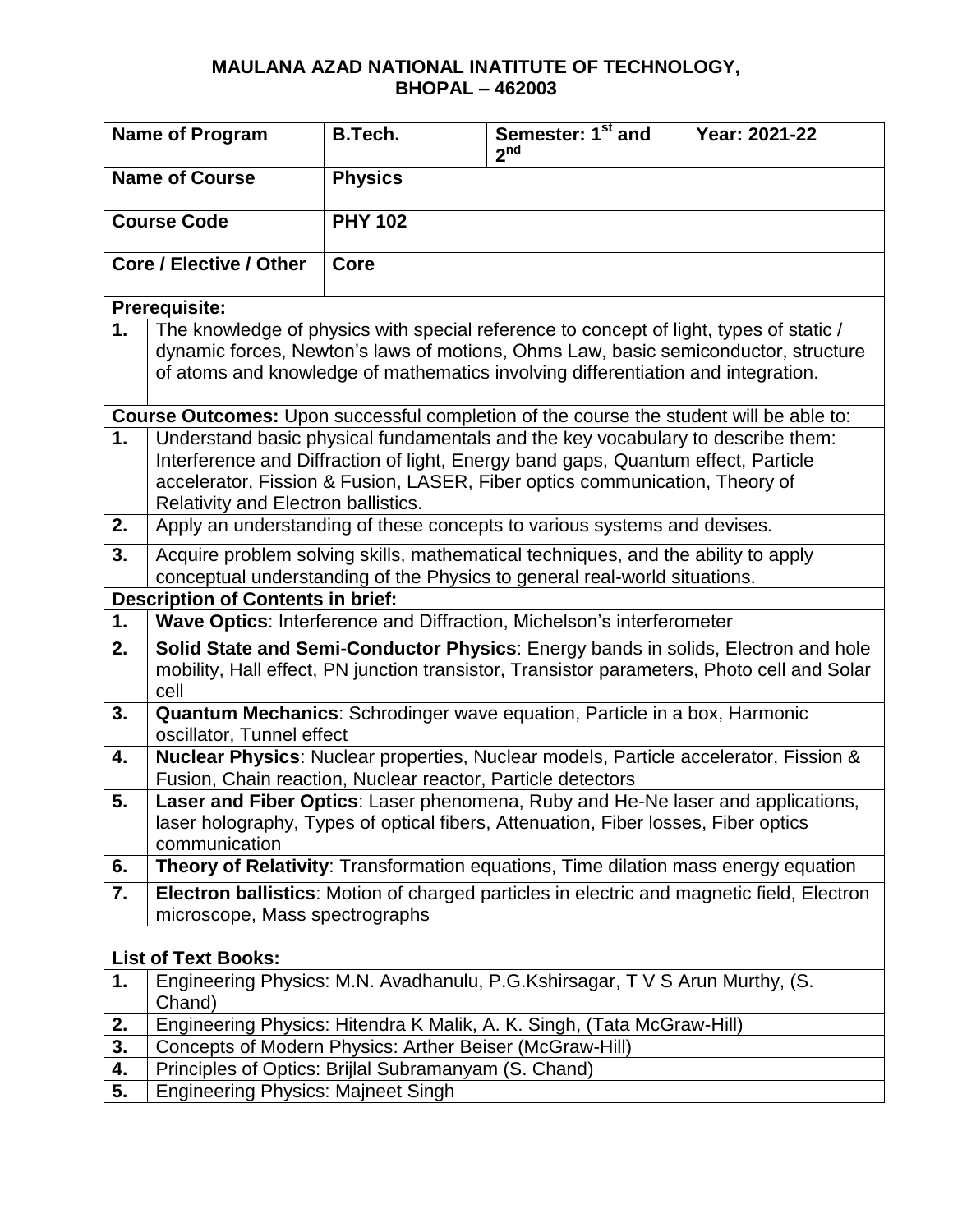**MAULANA AZAD NATIONAL INATITUTE OF TECHNOLOGY, BHOPAL – 462003**

| **Name of Program** | **B.Tech.** | **Semester: 1st and 2nd** | **Year: 2021-22** |
|---|---|---|---|
| **Name of Course** | **Physics** | | |
| **Course Code** | **PHY 102** | | |
| **Core / Elective / Other** | **Core** | | |

**Prerequisite:**

| | |
|---|---|
| **1.** | The knowledge of physics with special reference to concept of light, types of static / dynamic forces, Newton's laws of motions, Ohms Law, basic semiconductor, structure of atoms and knowledge of mathematics involving differentiation and integration. |

**Course Outcomes:** Upon successful completion of the course the student will be able to:

| | |
|---|---|
| **1.** | Understand basic physical fundamentals and the key vocabulary to describe them: Interference and Diffraction of light, Energy band gaps, Quantum effect, Particle accelerator, Fission & Fusion, LASER, Fiber optics communication, Theory of Relativity and Electron ballistics. |
| **2.** | Apply an understanding of these concepts to various systems and devises. |
| **3.** | Acquire problem solving skills, mathematical techniques, and the ability to apply conceptual understanding of the Physics to general real-world situations. |

**Description of Contents in brief:**

| | |
|---|---|
| **1.** | **Wave Optics**: Interference and Diffraction, Michelson's interferometer |
| **2.** | **Solid State and Semi-Conductor Physics**: Energy bands in solids, Electron and hole mobility, Hall effect, PN junction transistor, Transistor parameters, Photo cell and Solar cell |
| **3.** | **Quantum Mechanics**: Schrodinger wave equation, Particle in a box, Harmonic oscillator, Tunnel effect |
| **4.** | **Nuclear Physics**: Nuclear properties, Nuclear models, Particle accelerator, Fission & Fusion, Chain reaction, Nuclear reactor, Particle detectors |
| **5.** | **Laser and Fiber Optics**: Laser phenomena, Ruby and He-Ne laser and applications, laser holography, Types of optical fibers, Attenuation, Fiber losses, Fiber optics communication |
| **6.** | **Theory of Relativity**: Transformation equations, Time dilation mass energy equation |
| **7.** | **Electron ballistics**: Motion of charged particles in electric and magnetic field, Electron microscope, Mass spectrographs |

**List of Text Books:**

| | |
|---|---|
| **1.** | Engineering Physics: M.N. Avadhanulu, P.G.Kshirsagar, T V S Arun Murthy, (S. Chand) |
| **2.** | Engineering Physics: Hitendra K Malik, A. K. Singh, (Tata McGraw-Hill) |
| **3.** | Concepts of Modern Physics: Arther Beiser (McGraw-Hill) |
| **4.** | Principles of Optics: Brijlal Subramanyam (S. Chand) |
| **5.** | Engineering Physics: Majneet Singh |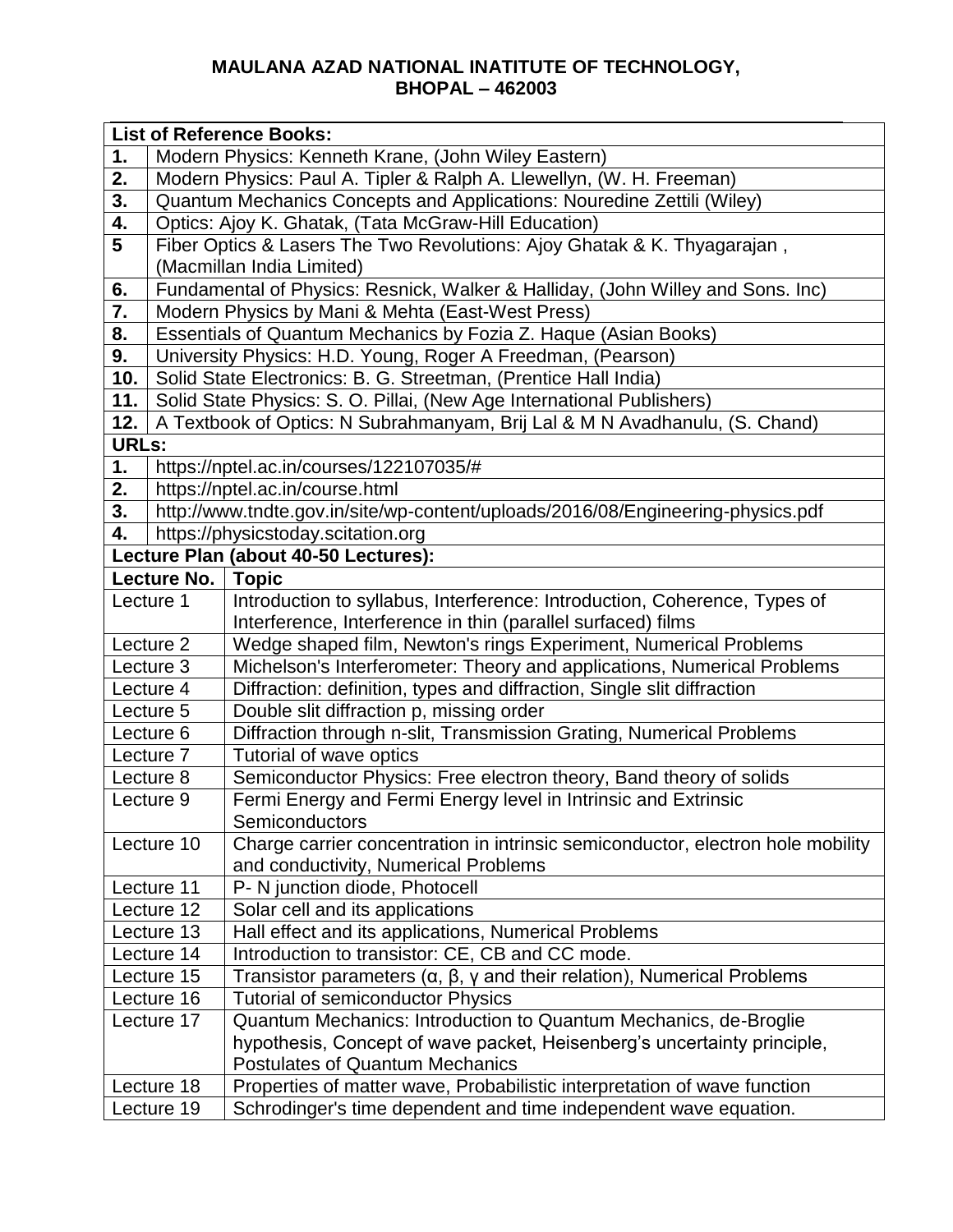**MAULANA AZAD NATIONAL INATITUTE OF TECHNOLOGY,**
**BHOPAL – 462003**

| **List of Reference Books:** | |
|---|---|
| **1.** | Modern Physics: Kenneth Krane, (John Wiley Eastern) |
| **2.** | Modern Physics: Paul A. Tipler & Ralph A. Llewellyn, (W. H. Freeman) |
| **3.** | Quantum Mechanics Concepts and Applications: Nouredine Zettili (Wiley) |
| **4.** | Optics: Ajoy K. Ghatak, (Tata McGraw-Hill Education) |
| **5** | Fiber Optics & Lasers The Two Revolutions: Ajoy Ghatak & K. Thyagarajan , (Macmillan India Limited) |
| **6.** | Fundamental of Physics: Resnick, Walker & Halliday, (John Willey and Sons. Inc) |
| **7.** | Modern Physics by Mani & Mehta (East-West Press) |
| **8.** | Essentials of Quantum Mechanics by Fozia Z. Haque (Asian Books) |
| **9.** | University Physics: H.D. Young, Roger A Freedman, (Pearson) |
| **10.** | Solid State Electronics: B. G. Streetman, (Prentice Hall India) |
| **11.** | Solid State Physics: S. O. Pillai, (New Age International Publishers) |
| **12.** | A Textbook of Optics: N Subrahmanyam, Brij Lal & M N Avadhanulu, (S. Chand) |
| **URLs:** | |
| **1.** | https://nptel.ac.in/courses/122107035/# |
| **2.** | https://nptel.ac.in/course.html |
| **3.** | http://www.tndte.gov.in/site/wp-content/uploads/2016/08/Engineering-physics.pdf |
| **4.** | https://physicstoday.scitation.org |

**Lecture Plan (about 40-50 Lectures):**

| **Lecture No.** | **Topic** |
|---|---|
| Lecture 1 | Introduction to syllabus, Interference: Introduction, Coherence, Types of Interference, Interference in thin (parallel surfaced) films |
| Lecture 2 | Wedge shaped film, Newton's rings Experiment, Numerical Problems |
| Lecture 3 | Michelson's Interferometer: Theory and applications, Numerical Problems |
| Lecture 4 | Diffraction: definition, types and diffraction, Single slit diffraction |
| Lecture 5 | Double slit diffraction p, missing order |
| Lecture 6 | Diffraction through n-slit, Transmission Grating, Numerical Problems |
| Lecture 7 | Tutorial of wave optics |
| Lecture 8 | Semiconductor Physics: Free electron theory, Band theory of solids |
| Lecture 9 | Fermi Energy and Fermi Energy level in Intrinsic and Extrinsic Semiconductors |
| Lecture 10 | Charge carrier concentration in intrinsic semiconductor, electron hole mobility and conductivity, Numerical Problems |
| Lecture 11 | P- N junction diode, Photocell |
| Lecture 12 | Solar cell and its applications |
| Lecture 13 | Hall effect and its applications, Numerical Problems |
| Lecture 14 | Introduction to transistor: CE, CB and CC mode. |
| Lecture 15 | Transistor parameters ($\alpha$, $\beta$, $\gamma$ and their relation), Numerical Problems |
| Lecture 16 | Tutorial of semiconductor Physics |
| Lecture 17 | Quantum Mechanics: Introduction to Quantum Mechanics, de-Broglie hypothesis, Concept of wave packet, Heisenberg's uncertainty principle, Postulates of Quantum Mechanics |
| Lecture 18 | Properties of matter wave, Probabilistic interpretation of wave function |
| Lecture 19 | Schrodinger's time dependent and time independent wave equation. |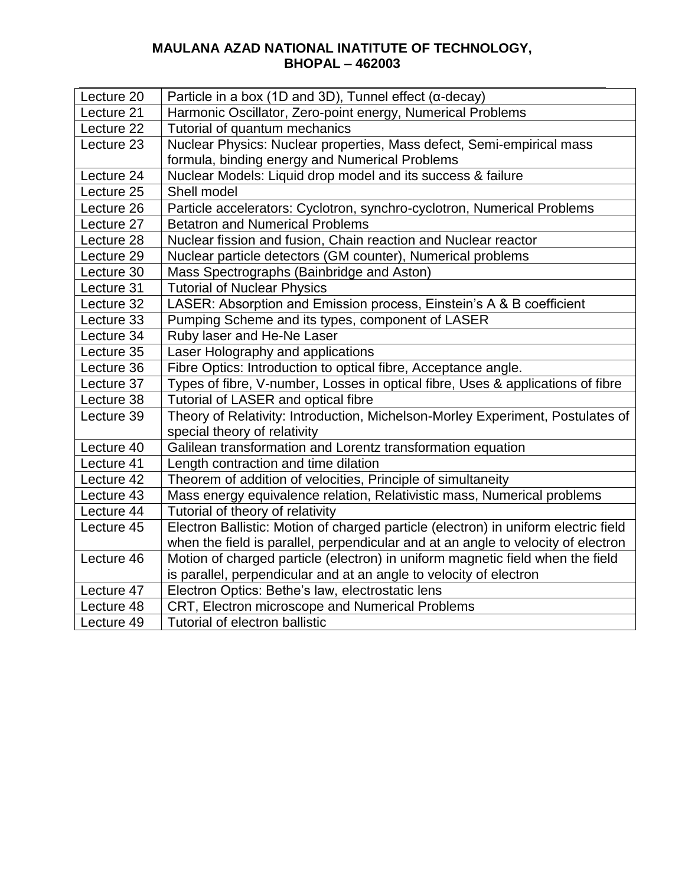**MAULANA AZAD NATIONAL INATITUTE OF TECHNOLOGY,**
**BHOPAL – 462003**

| | |
|---|---|
| Lecture 20 | Particle in a box (1D and 3D), Tunnel effect (α-decay) |
| Lecture 21 | Harmonic Oscillator, Zero-point energy, Numerical Problems |
| Lecture 22 | Tutorial of quantum mechanics |
| Lecture 23 | Nuclear Physics: Nuclear properties, Mass defect, Semi-empirical mass formula, binding energy and Numerical Problems |
| Lecture 24 | Nuclear Models: Liquid drop model and its success & failure |
| Lecture 25 | Shell model |
| Lecture 26 | Particle accelerators: Cyclotron, synchro-cyclotron, Numerical Problems |
| Lecture 27 | Betatron and Numerical Problems |
| Lecture 28 | Nuclear fission and fusion, Chain reaction and Nuclear reactor |
| Lecture 29 | Nuclear particle detectors (GM counter), Numerical problems |
| Lecture 30 | Mass Spectrographs (Bainbridge and Aston) |
| Lecture 31 | Tutorial of Nuclear Physics |
| Lecture 32 | LASER: Absorption and Emission process, Einstein's A & B coefficient |
| Lecture 33 | Pumping Scheme and its types, component of LASER |
| Lecture 34 | Ruby laser and He-Ne Laser |
| Lecture 35 | Laser Holography and applications |
| Lecture 36 | Fibre Optics: Introduction to optical fibre, Acceptance angle. |
| Lecture 37 | Types of fibre, V-number, Losses in optical fibre, Uses & applications of fibre |
| Lecture 38 | Tutorial of LASER and optical fibre |
| Lecture 39 | Theory of Relativity: Introduction, Michelson-Morley Experiment, Postulates of special theory of relativity |
| Lecture 40 | Galilean transformation and Lorentz transformation equation |
| Lecture 41 | Length contraction and time dilation |
| Lecture 42 | Theorem of addition of velocities, Principle of simultaneity |
| Lecture 43 | Mass energy equivalence relation, Relativistic mass, Numerical problems |
| Lecture 44 | Tutorial of theory of relativity |
| Lecture 45 | Electron Ballistic: Motion of charged particle (electron) in uniform electric field when the field is parallel, perpendicular and at an angle to velocity of electron |
| Lecture 46 | Motion of charged particle (electron) in uniform magnetic field when the field is parallel, perpendicular and at an angle to velocity of electron |
| Lecture 47 | Electron Optics: Bethe's law, electrostatic lens |
| Lecture 48 | CRT, Electron microscope and Numerical Problems |
| Lecture 49 | Tutorial of electron ballistic |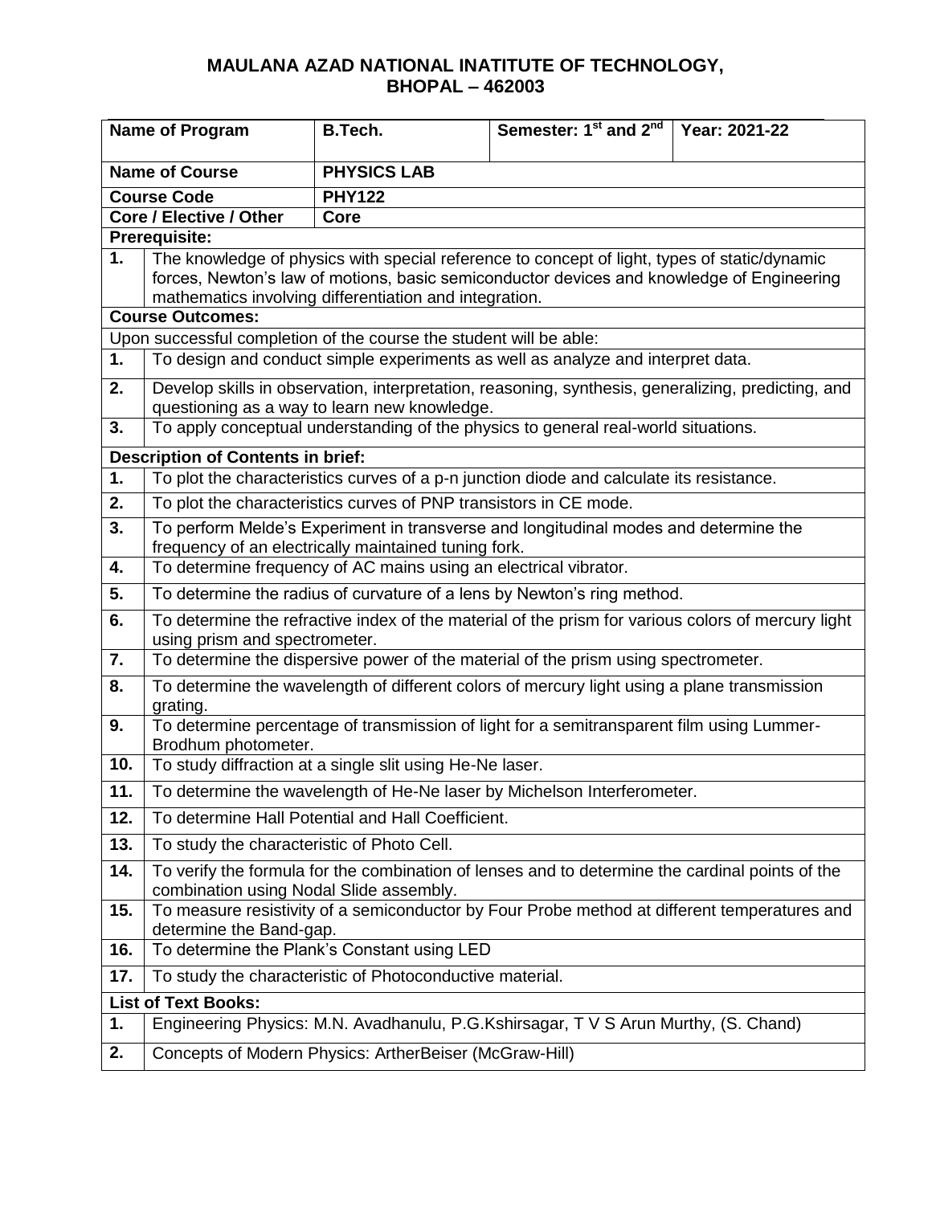**MAULANA AZAD NATIONAL INATITUTE OF TECHNOLOGY, BHOPAL – 462003**

| **Name of Program** | **B.Tech.** | **Semester: 1st and 2nd** | **Year: 2021-22** |
|---|---|---|---|
| **Name of Course** | **PHYSICS LAB** | | |
| **Course Code** | **PHY122** | | |
| **Core / Elective / Other** | **Core** | | |

**Prerequisite:**

| | |
|---|---|
| **1.** | The knowledge of physics with special reference to concept of light, types of static/dynamic forces, Newton's law of motions, basic semiconductor devices and knowledge of Engineering mathematics involving differentiation and integration. |

**Course Outcomes:**

Upon successful completion of the course the student will be able:

| | |
|---|---|
| **1.** | To design and conduct simple experiments as well as analyze and interpret data. |
| **2.** | Develop skills in observation, interpretation, reasoning, synthesis, generalizing, predicting, and questioning as a way to learn new knowledge. |
| **3.** | To apply conceptual understanding of the physics to general real-world situations. |

**Description of Contents in brief:**

| | |
|---|---|
| **1.** | To plot the characteristics curves of a p-n junction diode and calculate its resistance. |
| **2.** | To plot the characteristics curves of PNP transistors in CE mode. |
| **3.** | To perform Melde's Experiment in transverse and longitudinal modes and determine the frequency of an electrically maintained tuning fork. |
| **4.** | To determine frequency of AC mains using an electrical vibrator. |
| **5.** | To determine the radius of curvature of a lens by Newton's ring method. |
| **6.** | To determine the refractive index of the material of the prism for various colors of mercury light using prism and spectrometer. |
| **7.** | To determine the dispersive power of the material of the prism using spectrometer. |
| **8.** | To determine the wavelength of different colors of mercury light using a plane transmission grating. |
| **9.** | To determine percentage of transmission of light for a semitransparent film using Lummer-Brodhum photometer. |
| **10.** | To study diffraction at a single slit using He-Ne laser. |
| **11.** | To determine the wavelength of He-Ne laser by Michelson Interferometer. |
| **12.** | To determine Hall Potential and Hall Coefficient. |
| **13.** | To study the characteristic of Photo Cell. |
| **14.** | To verify the formula for the combination of lenses and to determine the cardinal points of the combination using Nodal Slide assembly. |
| **15.** | To measure resistivity of a semiconductor by Four Probe method at different temperatures and determine the Band-gap. |
| **16.** | To determine the Plank's Constant using LED |
| **17.** | To study the characteristic of Photoconductive material. |

**List of Text Books:**

| | |
|---|---|
| **1.** | Engineering Physics: M.N. Avadhanulu, P.G.Kshirsagar, T V S Arun Murthy, (S. Chand) |
| **2.** | Concepts of Modern Physics: ArtherBeiser (McGraw-Hill) |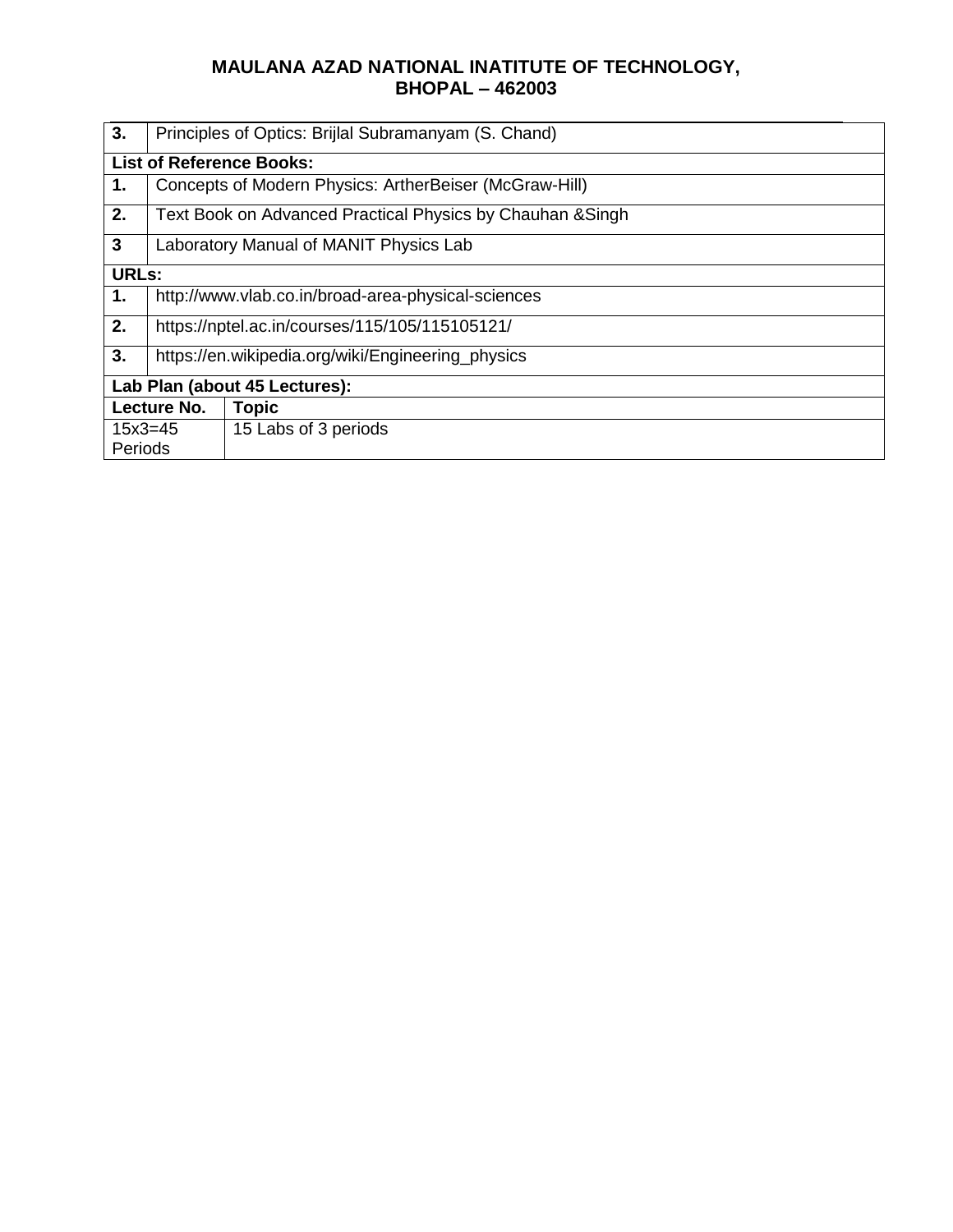# MAULANA AZAD NATIONAL INATITUTE OF TECHNOLOGY, BHOPAL – 462003

| | |
|---|---|
| **3.** | Principles of Optics: Brijlal Subramanyam (S. Chand) |
| **List of Reference Books:** | |
| **1.** | Concepts of Modern Physics: ArtherBeiser (McGraw-Hill) |
| **2.** | Text Book on Advanced Practical Physics by Chauhan &Singh |
| **3** | Laboratory Manual of MANIT Physics Lab |
| **URLs:** | |
| **1.** | http://www.vlab.co.in/broad-area-physical-sciences |
| **2.** | https://nptel.ac.in/courses/115/105/115105121/ |
| **3.** | https://en.wikipedia.org/wiki/Engineering_physics |

**Lab Plan (about 45 Lectures):**

| **Lecture No.** | **Topic** |
|---|---|
| 15x3=45 Periods | 15 Labs of 3 periods |